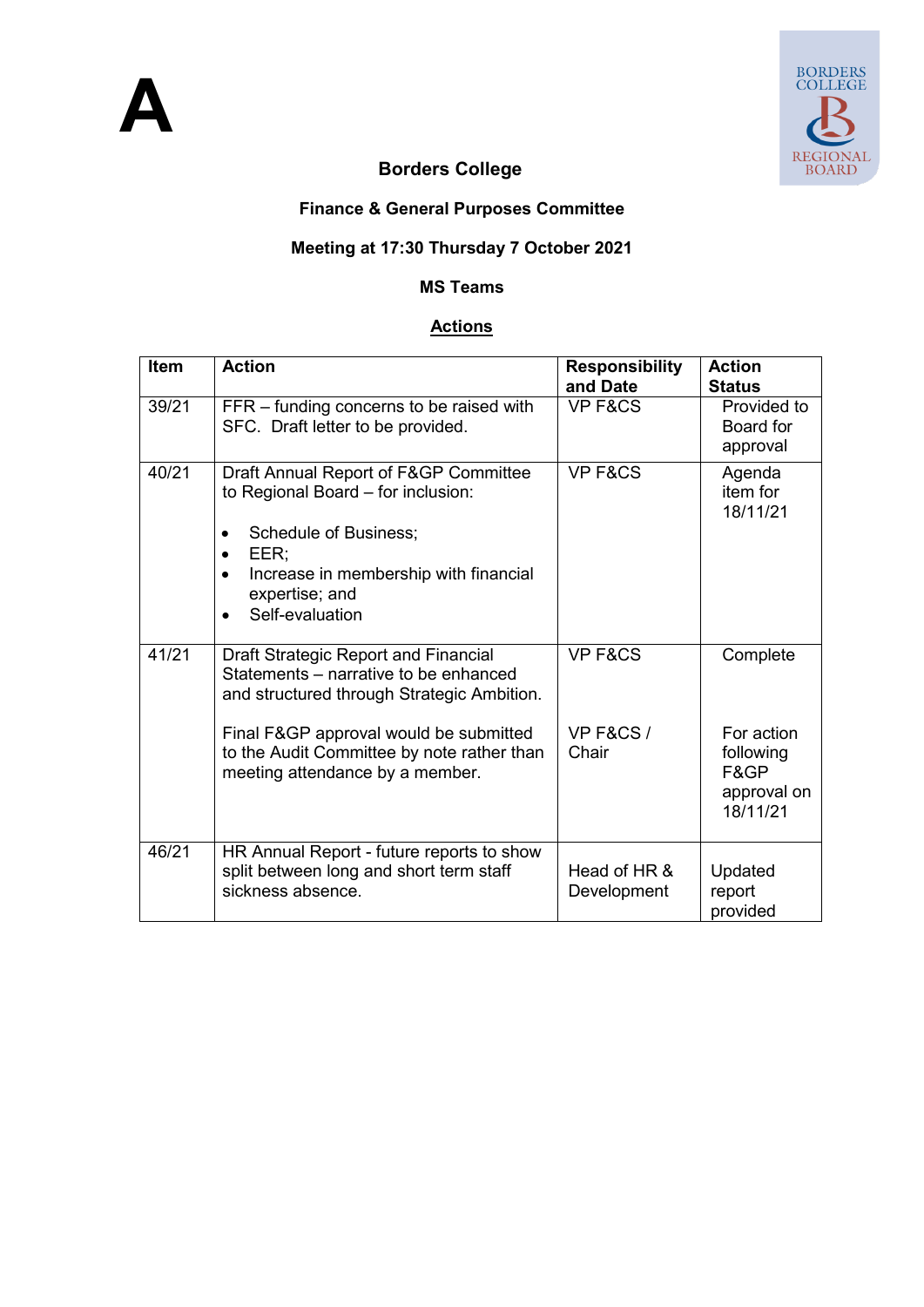# A

**Borders College**

**Finance & General Purposes Committee**

**Meeting at 17:30 Thursday 7 October 2021**

**MS Teams**

**Actions**

| Item | Action | Responsibility and Date | Action Status |
|---|---|---|---|
| 39/21 | FFR – funding concerns to be raised with SFC. Draft letter to be provided. | VP F&CS | Provided to Board for approval |
| 40/21 | Draft Annual Report of F&GP Committee to Regional Board – for inclusion:<br><br>• Schedule of Business;<br>• EER;<br>• Increase in membership with financial expertise; and<br>• Self-evaluation | VP F&CS | Agenda item for 18/11/21 |
| 41/21 | Draft Strategic Report and Financial Statements – narrative to be enhanced and structured through Strategic Ambition.<br><br>Final F&GP approval would be submitted to the Audit Committee by note rather than meeting attendance by a member. | VP F&CS<br><br>VP F&CS / Chair | Complete<br><br>For action following F&GP approval on 18/11/21 |
| 46/21 | HR Annual Report - future reports to show split between long and short term staff sickness absence. | Head of HR & Development | Updated report provided |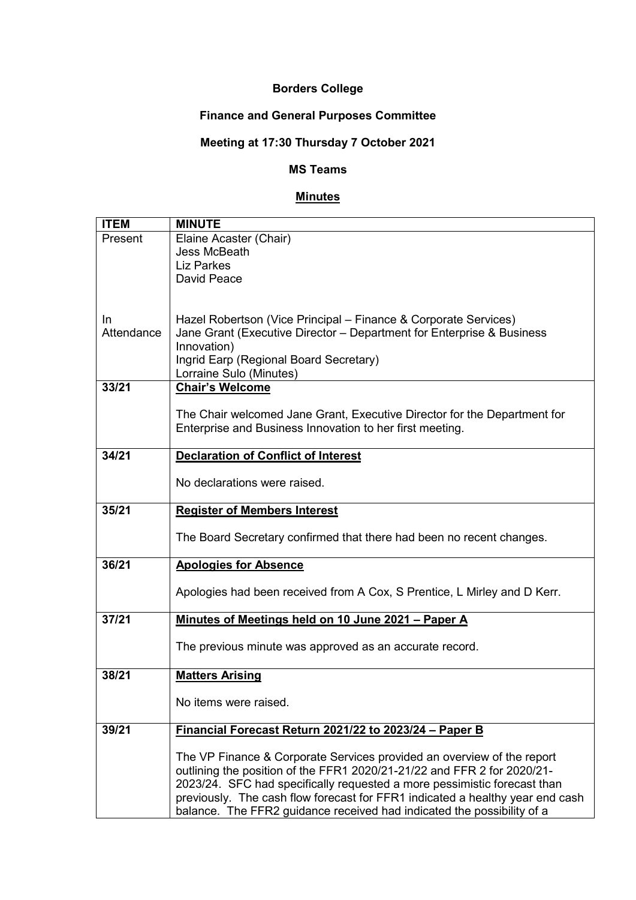**Borders College**

**Finance and General Purposes Committee**

**Meeting at 17:30 Thursday 7 October 2021**

**MS Teams**

**Minutes**

| ITEM | MINUTE |
|---|---|
| Present | Elaine Acaster (Chair)<br>Jess McBeath<br>Liz Parkes<br>David Peace |
| In Attendance | Hazel Robertson (Vice Principal – Finance & Corporate Services)<br>Jane Grant (Executive Director – Department for Enterprise & Business Innovation)<br>Ingrid Earp (Regional Board Secretary)<br>Lorraine Sulo (Minutes) |
| 33/21 | **Chair's Welcome**<br><br>The Chair welcomed Jane Grant, Executive Director for the Department for Enterprise and Business Innovation to her first meeting. |
| 34/21 | **Declaration of Conflict of Interest**<br><br>No declarations were raised. |
| 35/21 | **Register of Members Interest**<br><br>The Board Secretary confirmed that there had been no recent changes. |
| 36/21 | **Apologies for Absence**<br><br>Apologies had been received from A Cox, S Prentice, L Mirley and D Kerr. |
| 37/21 | **Minutes of Meetings held on 10 June 2021 – Paper A**<br><br>The previous minute was approved as an accurate record. |
| 38/21 | **Matters Arising**<br><br>No items were raised. |
| 39/21 | **Financial Forecast Return 2021/22 to 2023/24 – Paper B**<br><br>The VP Finance & Corporate Services provided an overview of the report outlining the position of the FFR1 2020/21-21/22 and FFR 2 for 2020/21-2023/24. SFC had specifically requested a more pessimistic forecast than previously. The cash flow forecast for FFR1 indicated a healthy year end cash balance. The FFR2 guidance received had indicated the possibility of a |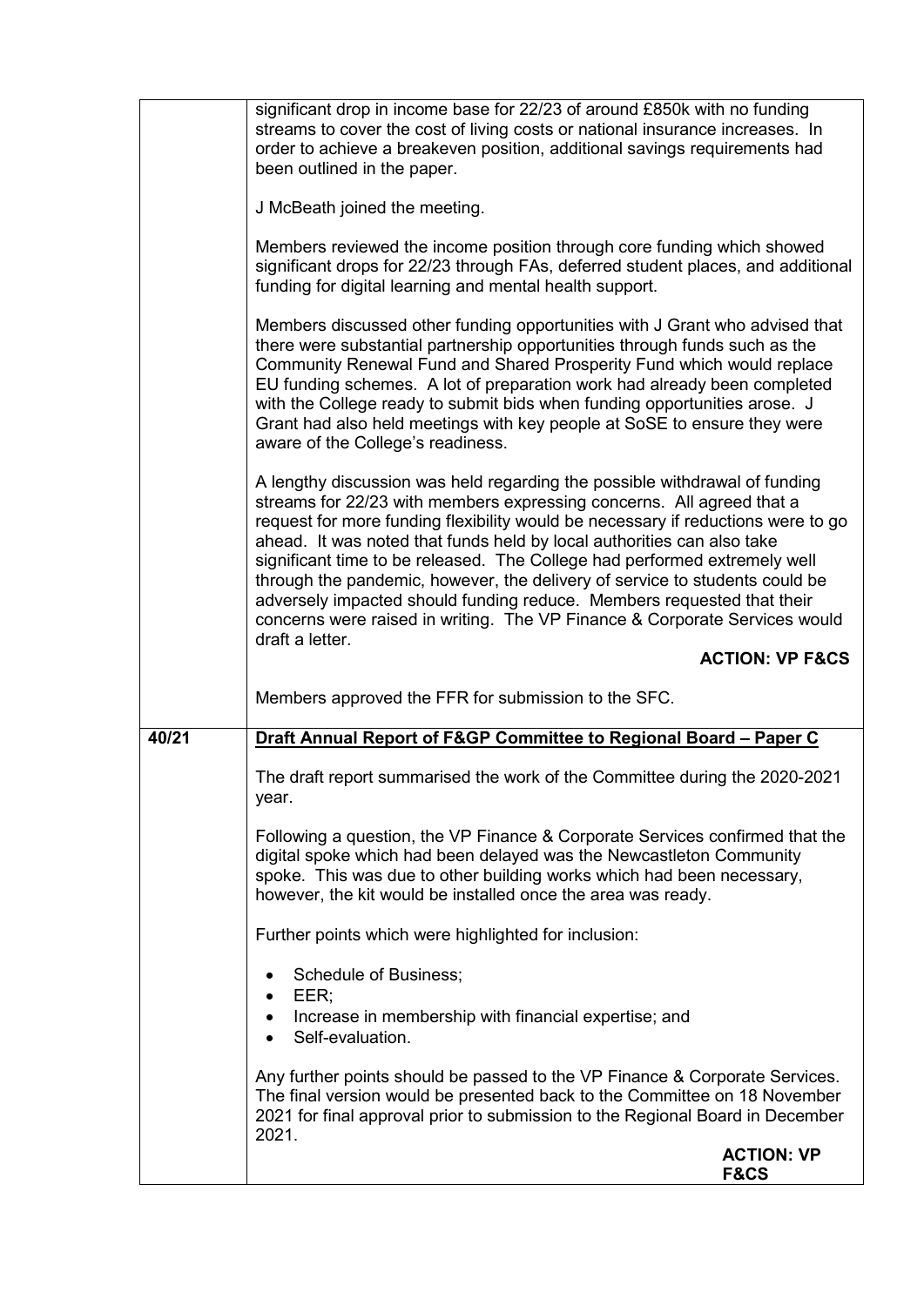| | |
|---|---|
| | significant drop in income base for 22/23 of around £850k with no funding streams to cover the cost of living costs or national insurance increases. In order to achieve a breakeven position, additional savings requirements had been outlined in the paper.<br><br>J McBeath joined the meeting.<br><br>Members reviewed the income position through core funding which showed significant drops for 22/23 through FAs, deferred student places, and additional funding for digital learning and mental health support.<br><br>Members discussed other funding opportunities with J Grant who advised that there were substantial partnership opportunities through funds such as the Community Renewal Fund and Shared Prosperity Fund which would replace EU funding schemes. A lot of preparation work had already been completed with the College ready to submit bids when funding opportunities arose. J Grant had also held meetings with key people at SoSE to ensure they were aware of the College's readiness.<br><br>A lengthy discussion was held regarding the possible withdrawal of funding streams for 22/23 with members expressing concerns. All agreed that a request for more funding flexibility would be necessary if reductions were to go ahead. It was noted that funds held by local authorities can also take significant time to be released. The College had performed extremely well through the pandemic, however, the delivery of service to students could be adversely impacted should funding reduce. Members requested that their concerns were raised in writing. The VP Finance & Corporate Services would draft a letter.<br><br>**ACTION: VP F&CS**<br><br>Members approved the FFR for submission to the SFC. |
| **40/21** | **Draft Annual Report of F&GP Committee to Regional Board – Paper C**<br><br>The draft report summarised the work of the Committee during the 2020-2021 year.<br><br>Following a question, the VP Finance & Corporate Services confirmed that the digital spoke which had been delayed was the Newcastleton Community spoke. This was due to other building works which had been necessary, however, the kit would be installed once the area was ready.<br><br>Further points which were highlighted for inclusion:<br><br>• Schedule of Business;<br>• EER;<br>• Increase in membership with financial expertise; and<br>• Self-evaluation.<br><br>Any further points should be passed to the VP Finance & Corporate Services. The final version would be presented back to the Committee on 18 November 2021 for final approval prior to submission to the Regional Board in December 2021.<br><br>**ACTION: VP F&CS** |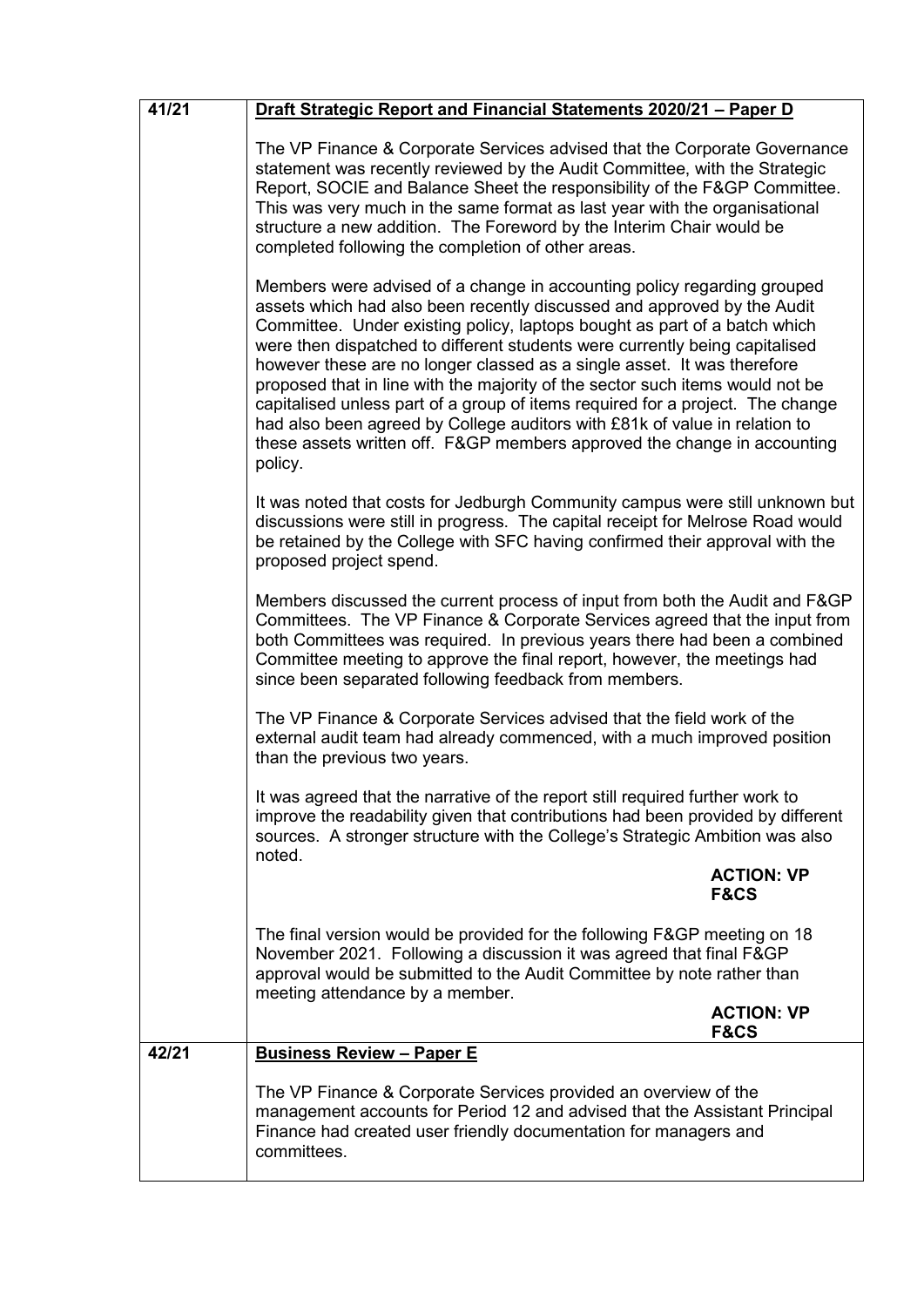| | |
|---|---|
| **41/21** | **Draft Strategic Report and Financial Statements 2020/21 – Paper D**<br><br>The VP Finance & Corporate Services advised that the Corporate Governance statement was recently reviewed by the Audit Committee, with the Strategic Report, SOCIE and Balance Sheet the responsibility of the F&GP Committee. This was very much in the same format as last year with the organisational structure a new addition. The Foreword by the Interim Chair would be completed following the completion of other areas.<br><br>Members were advised of a change in accounting policy regarding grouped assets which had also been recently discussed and approved by the Audit Committee. Under existing policy, laptops bought as part of a batch which were then dispatched to different students were currently being capitalised however these are no longer classed as a single asset. It was therefore proposed that in line with the majority of the sector such items would not be capitalised unless part of a group of items required for a project. The change had also been agreed by College auditors with £81k of value in relation to these assets written off. F&GP members approved the change in accounting policy.<br><br>It was noted that costs for Jedburgh Community campus were still unknown but discussions were still in progress. The capital receipt for Melrose Road would be retained by the College with SFC having confirmed their approval with the proposed project spend.<br><br>Members discussed the current process of input from both the Audit and F&GP Committees. The VP Finance & Corporate Services agreed that the input from both Committees was required. In previous years there had been a combined Committee meeting to approve the final report, however, the meetings had since been separated following feedback from members.<br><br>The VP Finance & Corporate Services advised that the field work of the external audit team had already commenced, with a much improved position than the previous two years.<br><br>It was agreed that the narrative of the report still required further work to improve the readability given that contributions had been provided by different sources. A stronger structure with the College's Strategic Ambition was also noted.<br><br>**ACTION: VP F&CS**<br><br>The final version would be provided for the following F&GP meeting on 18 November 2021. Following a discussion it was agreed that final F&GP approval would be submitted to the Audit Committee by note rather than meeting attendance by a member.<br><br>**ACTION: VP F&CS** |
| **42/21** | **Business Review – Paper E**<br><br>The VP Finance & Corporate Services provided an overview of the management accounts for Period 12 and advised that the Assistant Principal Finance had created user friendly documentation for managers and committees. |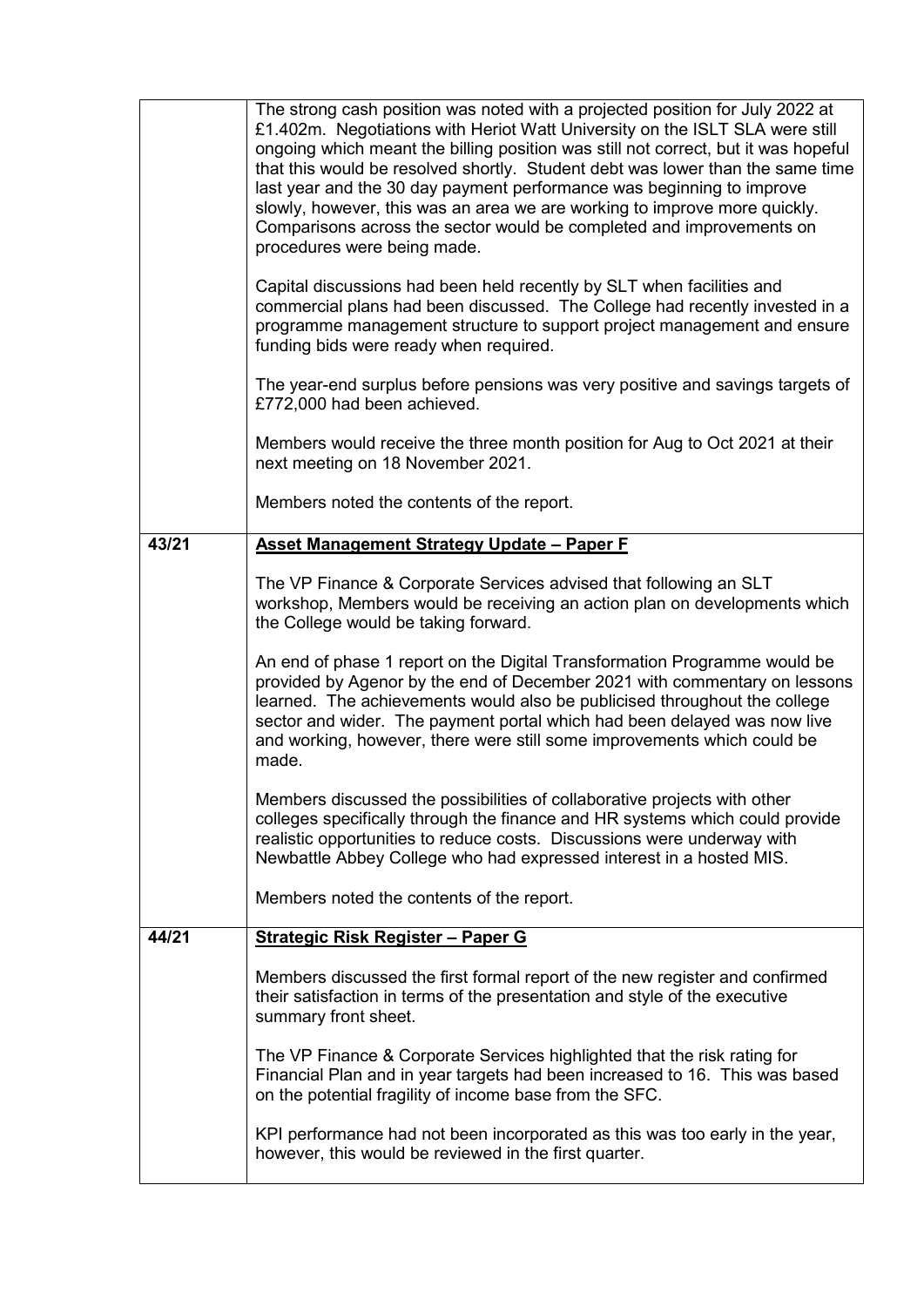| | |
|---|---|
| | The strong cash position was noted with a projected position for July 2022 at £1.402m. Negotiations with Heriot Watt University on the ISLT SLA were still ongoing which meant the billing position was still not correct, but it was hopeful that this would be resolved shortly. Student debt was lower than the same time last year and the 30 day payment performance was beginning to improve slowly, however, this was an area we are working to improve more quickly. Comparisons across the sector would be completed and improvements on procedures were being made.<br><br>Capital discussions had been held recently by SLT when facilities and commercial plans had been discussed. The College had recently invested in a programme management structure to support project management and ensure funding bids were ready when required.<br><br>The year-end surplus before pensions was very positive and savings targets of £772,000 had been achieved.<br><br>Members would receive the three month position for Aug to Oct 2021 at their next meeting on 18 November 2021.<br><br>Members noted the contents of the report. |
| **43/21** | **<u>Asset Management Strategy Update – Paper F</u>**<br><br>The VP Finance & Corporate Services advised that following an SLT workshop, Members would be receiving an action plan on developments which the College would be taking forward.<br><br>An end of phase 1 report on the Digital Transformation Programme would be provided by Agenor by the end of December 2021 with commentary on lessons learned. The achievements would also be publicised throughout the college sector and wider. The payment portal which had been delayed was now live and working, however, there were still some improvements which could be made.<br><br>Members discussed the possibilities of collaborative projects with other colleges specifically through the finance and HR systems which could provide realistic opportunities to reduce costs. Discussions were underway with Newbattle Abbey College who had expressed interest in a hosted MIS.<br><br>Members noted the contents of the report. |
| **44/21** | **<u>Strategic Risk Register – Paper G</u>**<br><br>Members discussed the first formal report of the new register and confirmed their satisfaction in terms of the presentation and style of the executive summary front sheet.<br><br>The VP Finance & Corporate Services highlighted that the risk rating for Financial Plan and in year targets had been increased to 16. This was based on the potential fragility of income base from the SFC.<br><br>KPI performance had not been incorporated as this was too early in the year, however, this would be reviewed in the first quarter. |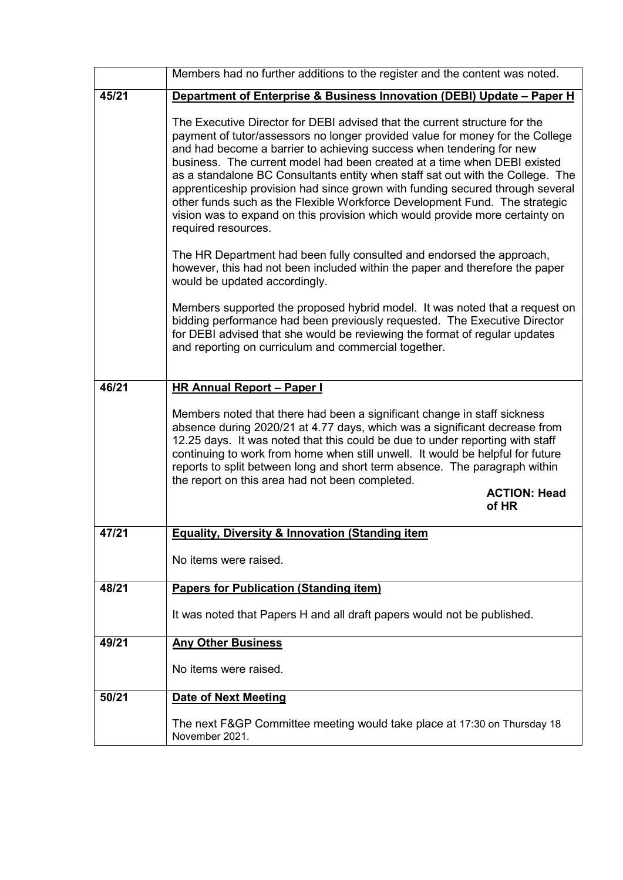| | |
|---|---|
| | Members had no further additions to the register and the content was noted. |
| **45/21** | **Department of Enterprise & Business Innovation (DEBI) Update – Paper H**<br><br>The Executive Director for DEBI advised that the current structure for the payment of tutor/assessors no longer provided value for money for the College and had become a barrier to achieving success when tendering for new business. The current model had been created at a time when DEBI existed as a standalone BC Consultants entity when staff sat out with the College. The apprenticeship provision had since grown with funding secured through several other funds such as the Flexible Workforce Development Fund. The strategic vision was to expand on this provision which would provide more certainty on required resources.<br><br>The HR Department had been fully consulted and endorsed the approach, however, this had not been included within the paper and therefore the paper would be updated accordingly.<br><br>Members supported the proposed hybrid model. It was noted that a request on bidding performance had been previously requested. The Executive Director for DEBI advised that she would be reviewing the format of regular updates and reporting on curriculum and commercial together. |
| **46/21** | **HR Annual Report – Paper I**<br><br>Members noted that there had been a significant change in staff sickness absence during 2020/21 at 4.77 days, which was a significant decrease from 12.25 days. It was noted that this could be due to under reporting with staff continuing to work from home when still unwell. It would be helpful for future reports to split between long and short term absence. The paragraph within the report on this area had not been completed.<br><br>**ACTION: Head of HR** |
| **47/21** | **Equality, Diversity & Innovation (Standing item**<br><br>No items were raised. |
| **48/21** | **Papers for Publication (Standing item)**<br><br>It was noted that Papers H and all draft papers would not be published. |
| **49/21** | **Any Other Business**<br><br>No items were raised. |
| **50/21** | **Date of Next Meeting**<br><br>The next F&GP Committee meeting would take place at 17:30 on Thursday 18 November 2021. |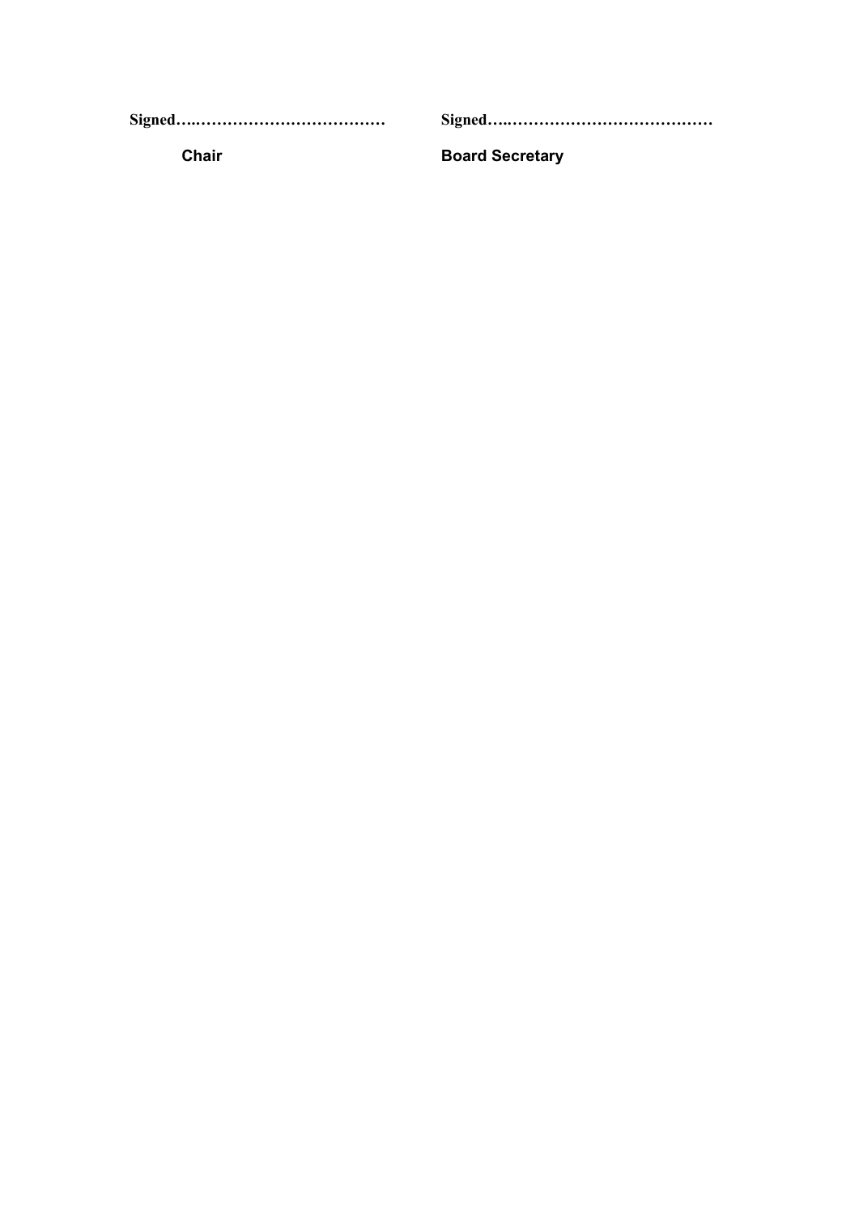**Signed…..………………………………** **Signed…..…………………………………**

**Chair** **Board Secretary**